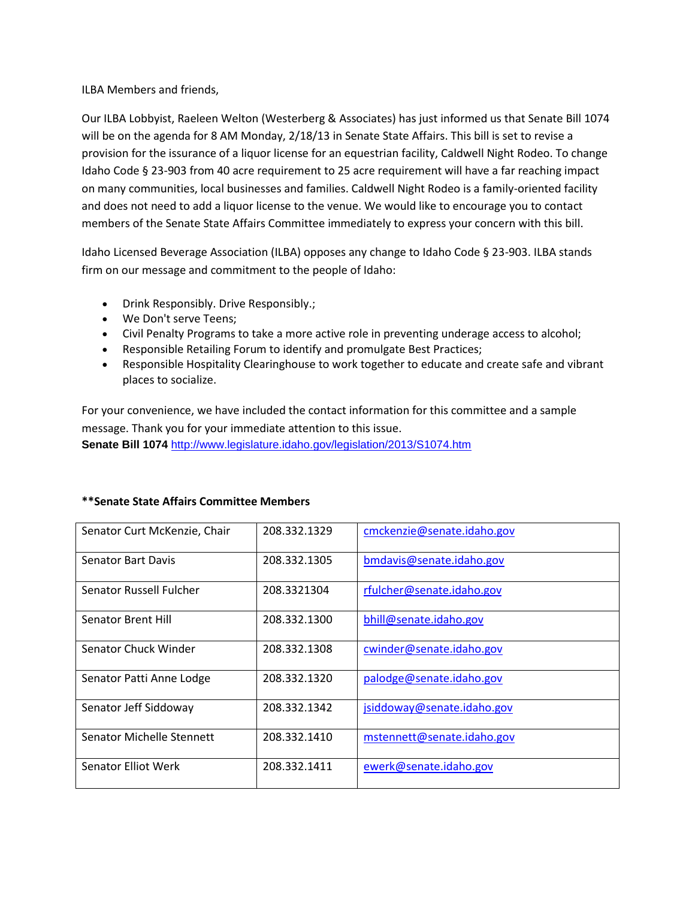ILBA Members and friends,

Our ILBA Lobbyist, Raeleen Welton (Westerberg & Associates) has just informed us that Senate Bill 1074 will be on the agenda for 8 AM Monday, 2/18/13 in Senate State Affairs. This bill is set to revise a provision for the issurance of a liquor license for an equestrian facility, Caldwell Night Rodeo. To change Idaho Code § 23-903 from 40 acre requirement to 25 acre requirement will have a far reaching impact on many communities, local businesses and families. Caldwell Night Rodeo is a family-oriented facility and does not need to add a liquor license to the venue. We would like to encourage you to contact members of the Senate State Affairs Committee immediately to express your concern with this bill.

Idaho Licensed Beverage Association (ILBA) opposes any change to Idaho Code § 23-903. ILBA stands firm on our message and commitment to the people of Idaho:

- Drink Responsibly. Drive Responsibly.;
- We Don't serve Teens;
- Civil Penalty Programs to take a more active role in preventing underage access to alcohol;
- Responsible Retailing Forum to identify and promulgate Best Practices;
- Responsible Hospitality Clearinghouse to work together to educate and create safe and vibrant places to socialize.

For your convenience, we have included the contact information for this committee and a sample message. Thank you for your immediate attention to this issue.
**Senate Bill 1074** http://www.legislature.idaho.gov/legislation/2013/S1074.htm

**\*\*Senate State Affairs Committee Members**

| | | |
|---|---|---|
| Senator Curt McKenzie, Chair | 208.332.1329 | cmckenzie@senate.idaho.gov |
| Senator Bart Davis | 208.332.1305 | bmdavis@senate.idaho.gov |
| Senator Russell Fulcher | 208.3321304 | rfulcher@senate.idaho.gov |
| Senator Brent Hill | 208.332.1300 | bhill@senate.idaho.gov |
| Senator Chuck Winder | 208.332.1308 | cwinder@senate.idaho.gov |
| Senator Patti Anne Lodge | 208.332.1320 | palodge@senate.idaho.gov |
| Senator Jeff Siddoway | 208.332.1342 | jsiddoway@senate.idaho.gov |
| Senator Michelle Stennett | 208.332.1410 | mstennett@senate.idaho.gov |
| Senator Elliot Werk | 208.332.1411 | ewerk@senate.idaho.gov |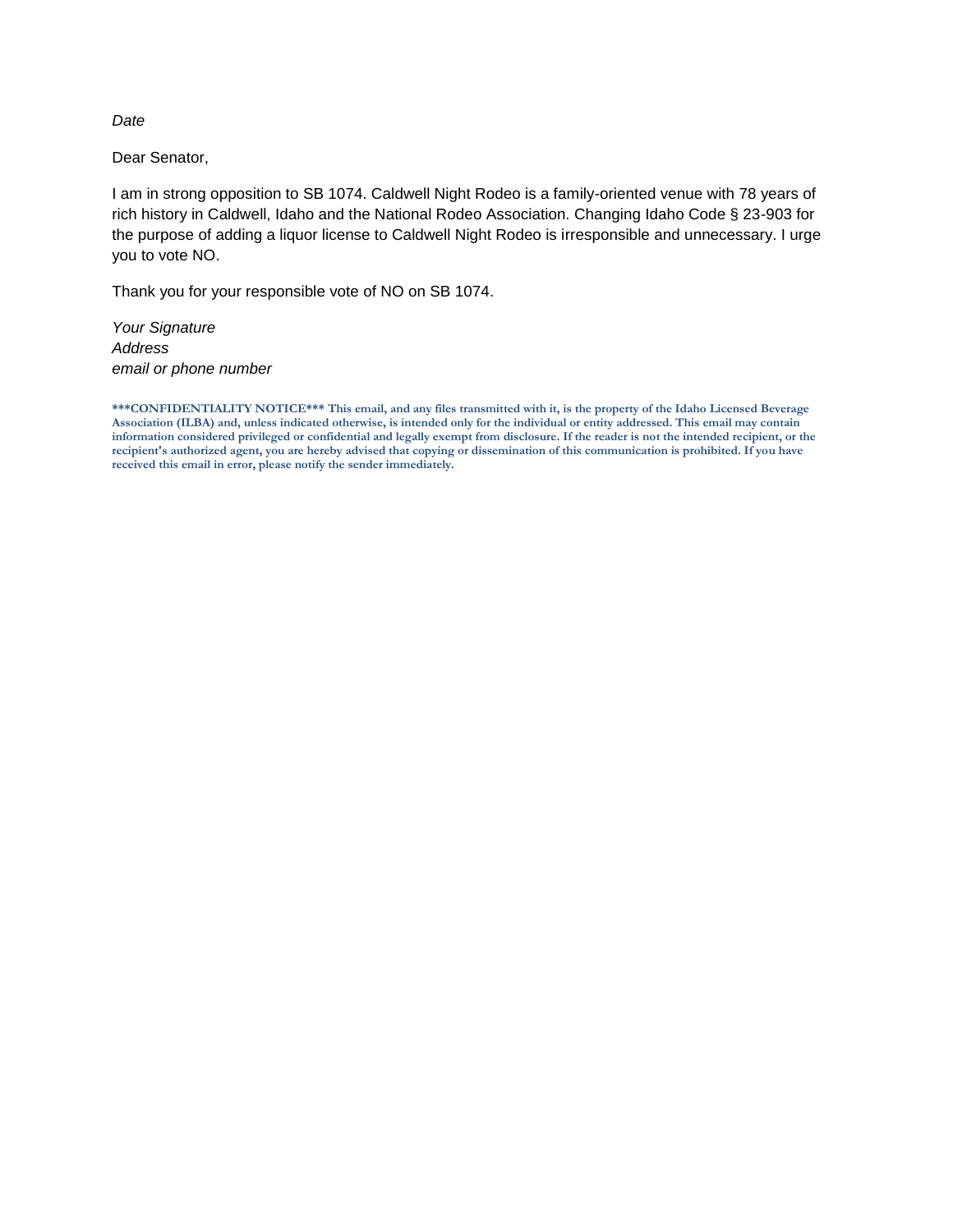*Date*

Dear Senator,

I am in strong opposition to SB 1074. Caldwell Night Rodeo is a family-oriented venue with 78 years of rich history in Caldwell, Idaho and the National Rodeo Association. Changing Idaho Code § 23-903 for the purpose of adding a liquor license to Caldwell Night Rodeo is irresponsible and unnecessary. I urge you to vote NO.

Thank you for your responsible vote of NO on SB 1074.

*Your Signature*
*Address*
*email or phone number*

**\*\*\*CONFIDENTIALITY NOTICE\*\*\* This email, and any files transmitted with it, is the property of the Idaho Licensed Beverage Association (ILBA) and, unless indicated otherwise, is intended only for the individual or entity addressed. This email may contain information considered privileged or confidential and legally exempt from disclosure. If the reader is not the intended recipient, or the recipient's authorized agent, you are hereby advised that copying or dissemination of this communication is prohibited. If you have received this email in error, please notify the sender immediately.**